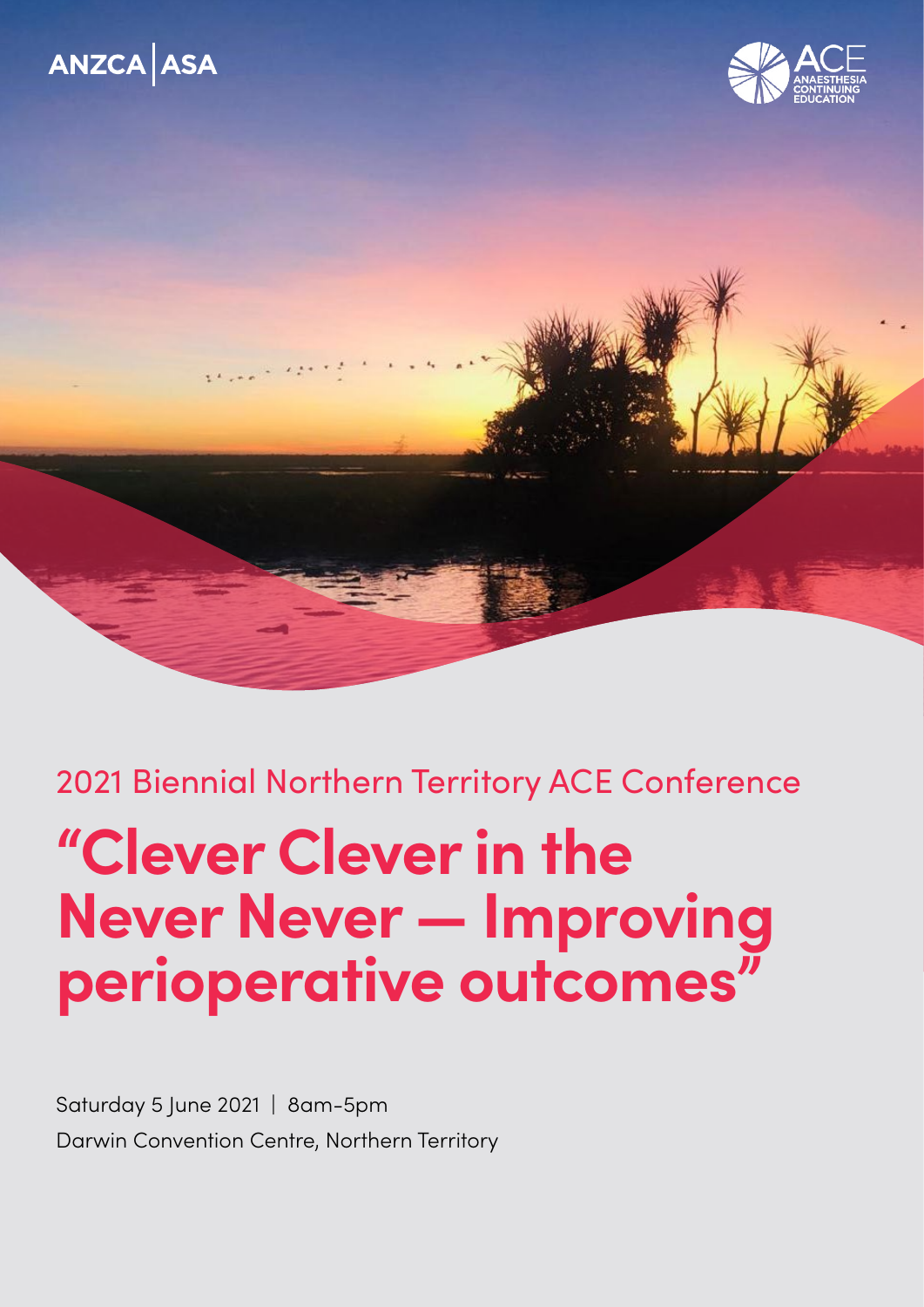ANZCA | ASA

ACE ANAESTHESIA CONTINUING EDUCATION

## 2021 Biennial Northern Territory ACE Conference

# "Clever Clever in the Never Never — Improving perioperative outcomes"

Saturday 5 June 2021 | 8am-5pm

Darwin Convention Centre, Northern Territory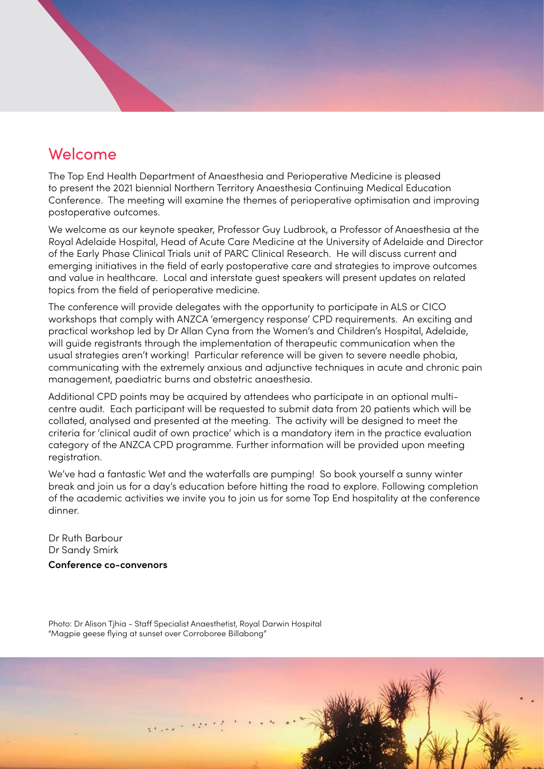## Welcome

The Top End Health Department of Anaesthesia and Perioperative Medicine is pleased to present the 2021 biennial Northern Territory Anaesthesia Continuing Medical Education Conference. The meeting will examine the themes of perioperative optimisation and improving postoperative outcomes.

We welcome as our keynote speaker, Professor Guy Ludbrook, a Professor of Anaesthesia at the Royal Adelaide Hospital, Head of Acute Care Medicine at the University of Adelaide and Director of the Early Phase Clinical Trials unit of PARC Clinical Research. He will discuss current and emerging initiatives in the field of early postoperative care and strategies to improve outcomes and value in healthcare. Local and interstate guest speakers will present updates on related topics from the field of perioperative medicine.

The conference will provide delegates with the opportunity to participate in ALS or CICO workshops that comply with ANZCA 'emergency response' CPD requirements. An exciting and practical workshop led by Dr Allan Cyna from the Women's and Children's Hospital, Adelaide, will guide registrants through the implementation of therapeutic communication when the usual strategies aren't working! Particular reference will be given to severe needle phobia, communicating with the extremely anxious and adjunctive techniques in acute and chronic pain management, paediatric burns and obstetric anaesthesia.

Additional CPD points may be acquired by attendees who participate in an optional multi-centre audit. Each participant will be requested to submit data from 20 patients which will be collated, analysed and presented at the meeting. The activity will be designed to meet the criteria for 'clinical audit of own practice' which is a mandatory item in the practice evaluation category of the ANZCA CPD programme. Further information will be provided upon meeting registration.

We've had a fantastic Wet and the waterfalls are pumping! So book yourself a sunny winter break and join us for a day's education before hitting the road to explore. Following completion of the academic activities we invite you to join us for some Top End hospitality at the conference dinner.

Dr Ruth Barbour
Dr Sandy Smirk
**Conference co-convenors**

Photo: Dr Alison Tjhia - Staff Specialist Anaesthetist, Royal Darwin Hospital
"Magpie geese flying at sunset over Corroboree Billabong"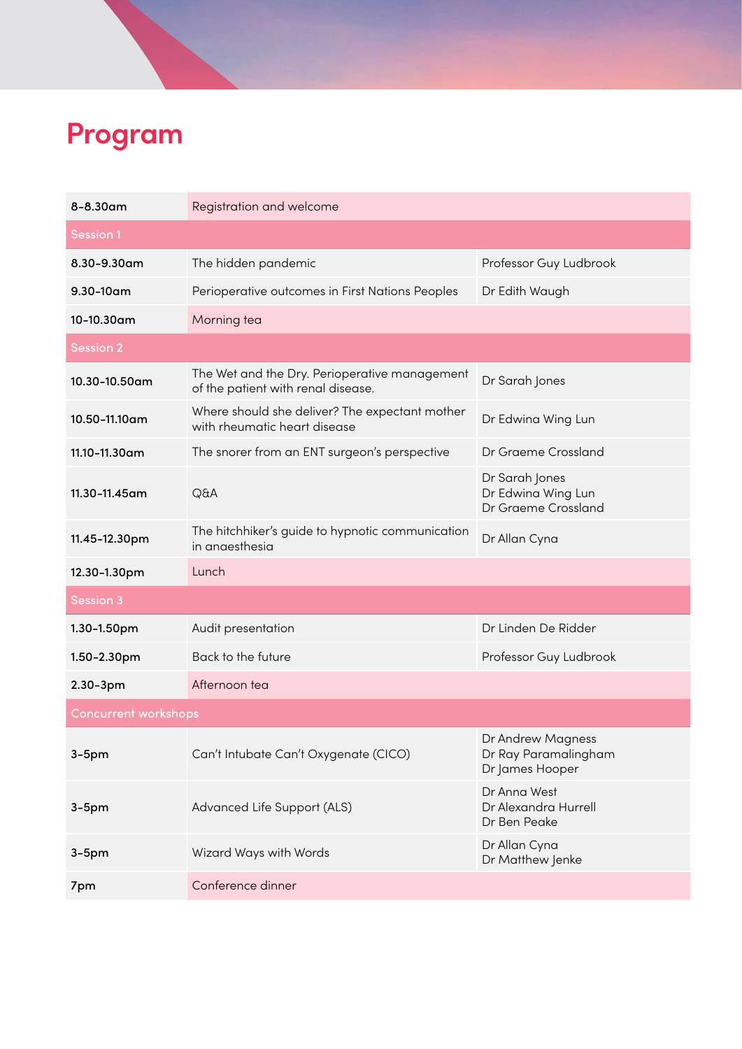# Program

| Time | Topic | Speaker |
|---|---|---|
| 8–8.30am | Registration and welcome | |
| **Session 1** | | |
| 8.30–9.30am | The hidden pandemic | Professor Guy Ludbrook |
| 9.30–10am | Perioperative outcomes in First Nations Peoples | Dr Edith Waugh |
| 10–10.30am | Morning tea | |
| **Session 2** | | |
| 10.30–10.50am | The Wet and the Dry. Perioperative management of the patient with renal disease. | Dr Sarah Jones |
| 10.50–11.10am | Where should she deliver? The expectant mother with rheumatic heart disease | Dr Edwina Wing Lun |
| 11.10–11.30am | The snorer from an ENT surgeon's perspective | Dr Graeme Crossland |
| 11.30–11.45am | Q&A | Dr Sarah Jones<br>Dr Edwina Wing Lun<br>Dr Graeme Crossland |
| 11.45–12.30pm | The hitchhiker's guide to hypnotic communication in anaesthesia | Dr Allan Cyna |
| 12.30–1.30pm | Lunch | |
| **Session 3** | | |
| 1.30–1.50pm | Audit presentation | Dr Linden De Ridder |
| 1.50–2.30pm | Back to the future | Professor Guy Ludbrook |
| 2.30–3pm | Afternoon tea | |
| **Concurrent workshops** | | |
| 3–5pm | Can't Intubate Can't Oxygenate (CICO) | Dr Andrew Magness<br>Dr Ray Paramalingham<br>Dr James Hooper |
| 3–5pm | Advanced Life Support (ALS) | Dr Anna West<br>Dr Alexandra Hurrell<br>Dr Ben Peake |
| 3–5pm | Wizard Ways with Words | Dr Allan Cyna<br>Dr Matthew Jenke |
| 7pm | Conference dinner | |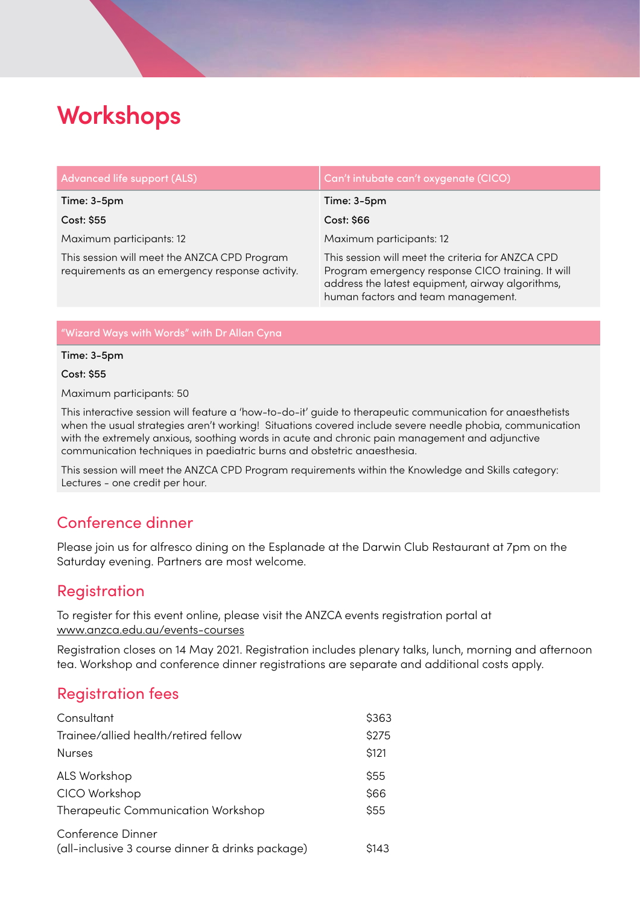# Workshops

| Advanced life support (ALS) | Can't intubate can't oxygenate (CICO) |
| --- | --- |
| **Time: 3-5pm** | **Time: 3-5pm** |
| **Cost: $55** | **Cost: $66** |
| Maximum participants: 12 | Maximum participants: 12 |
| This session will meet the ANZCA CPD Program requirements as an emergency response activity. | This session will meet the criteria for ANZCA CPD Program emergency response CICO training. It will address the latest equipment, airway algorithms, human factors and team management. |

### "Wizard Ways with Words" with Dr Allan Cyna

**Time: 3-5pm**

**Cost: $55**

Maximum participants: 50

This interactive session will feature a 'how-to-do-it' guide to therapeutic communication for anaesthetists when the usual strategies aren't working! Situations covered include severe needle phobia, communication with the extremely anxious, soothing words in acute and chronic pain management and adjunctive communication techniques in paediatric burns and obstetric anaesthesia.

This session will meet the ANZCA CPD Program requirements within the Knowledge and Skills category: Lectures - one credit per hour.

## Conference dinner

Please join us for alfresco dining on the Esplanade at the Darwin Club Restaurant at 7pm on the Saturday evening. Partners are most welcome.

## Registration

To register for this event online, please visit the ANZCA events registration portal at www.anzca.edu.au/events-courses

Registration closes on 14 May 2021. Registration includes plenary talks, lunch, morning and afternoon tea. Workshop and conference dinner registrations are separate and additional costs apply.

## Registration fees

| | |
| --- | --- |
| Consultant | $363 |
| Trainee/allied health/retired fellow | $275 |
| Nurses | $121 |
| ALS Workshop | $55 |
| CICO Workshop | $66 |
| Therapeutic Communication Workshop | $55 |
| Conference Dinner (all-inclusive 3 course dinner & drinks package) | $143 |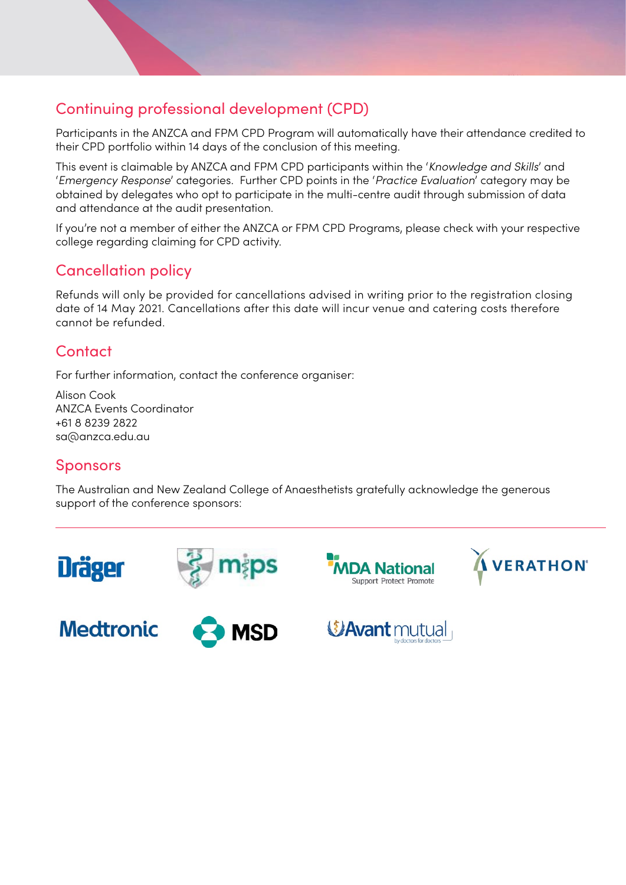## Continuing professional development (CPD)

Participants in the ANZCA and FPM CPD Program will automatically have their attendance credited to their CPD portfolio within 14 days of the conclusion of this meeting.

This event is claimable by ANZCA and FPM CPD participants within the '*Knowledge and Skills*' and '*Emergency Response*' categories. Further CPD points in the '*Practice Evaluation*' category may be obtained by delegates who opt to participate in the multi-centre audit through submission of data and attendance at the audit presentation.

If you're not a member of either the ANZCA or FPM CPD Programs, please check with your respective college regarding claiming for CPD activity.

## Cancellation policy

Refunds will only be provided for cancellations advised in writing prior to the registration closing date of 14 May 2021. Cancellations after this date will incur venue and catering costs therefore cannot be refunded.

## Contact

For further information, contact the conference organiser:

Alison Cook
ANZCA Events Coordinator
+61 8 8239 2822
sa@anzca.edu.au

## Sponsors

The Australian and New Zealand College of Anaesthetists gratefully acknowledge the generous support of the conference sponsors:

Dräger
mips
MDA National Support Protect Promote
VERATHON
Medtronic
MSD
Avant mutual by doctors for doctors